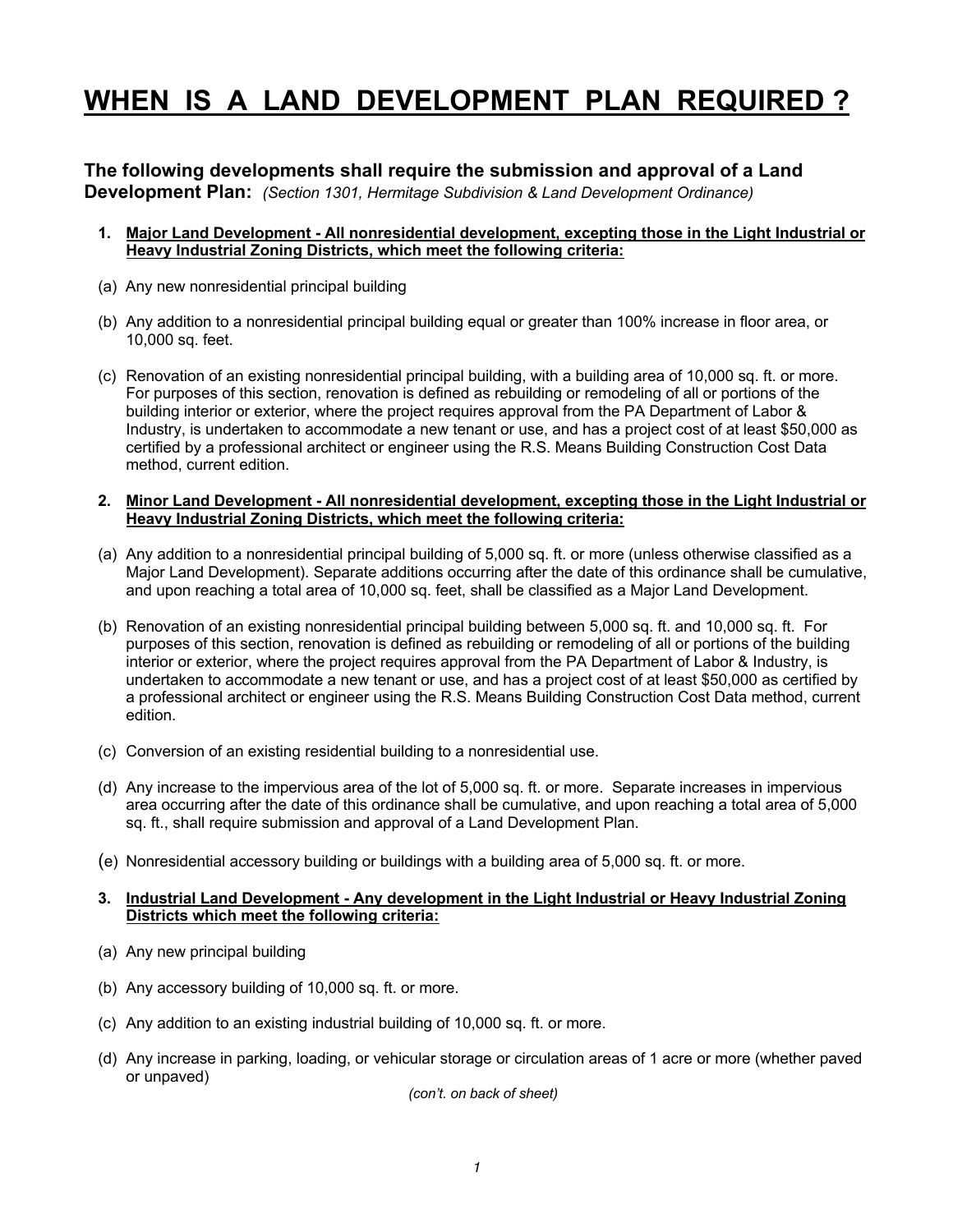# WHEN IS A LAND DEVELOPMENT PLAN REQUIRED ?

**The following developments shall require the submission and approval of a Land Development Plan:** *(Section 1301, Hermitage Subdivision & Land Development Ordinance)*

1. **Major Land Development - All nonresidential development, excepting those in the Light Industrial or Heavy Industrial Zoning Districts, which meet the following criteria:**

(a) Any new nonresidential principal building

(b) Any addition to a nonresidential principal building equal or greater than 100% increase in floor area, or 10,000 sq. feet.

(c) Renovation of an existing nonresidential principal building, with a building area of 10,000 sq. ft. or more. For purposes of this section, renovation is defined as rebuilding or remodeling of all or portions of the building interior or exterior, where the project requires approval from the PA Department of Labor & Industry, is undertaken to accommodate a new tenant or use, and has a project cost of at least $50,000 as certified by a professional architect or engineer using the R.S. Means Building Construction Cost Data method, current edition.

2. **Minor Land Development - All nonresidential development, excepting those in the Light Industrial or Heavy Industrial Zoning Districts, which meet the following criteria:**

(a) Any addition to a nonresidential principal building of 5,000 sq. ft. or more (unless otherwise classified as a Major Land Development). Separate additions occurring after the date of this ordinance shall be cumulative, and upon reaching a total area of 10,000 sq. feet, shall be classified as a Major Land Development.

(b) Renovation of an existing nonresidential principal building between 5,000 sq. ft. and 10,000 sq. ft. For purposes of this section, renovation is defined as rebuilding or remodeling of all or portions of the building interior or exterior, where the project requires approval from the PA Department of Labor & Industry, is undertaken to accommodate a new tenant or use, and has a project cost of at least $50,000 as certified by a professional architect or engineer using the R.S. Means Building Construction Cost Data method, current edition.

(c) Conversion of an existing residential building to a nonresidential use.

(d) Any increase to the impervious area of the lot of 5,000 sq. ft. or more. Separate increases in impervious area occurring after the date of this ordinance shall be cumulative, and upon reaching a total area of 5,000 sq. ft., shall require submission and approval of a Land Development Plan.

(e) Nonresidential accessory building or buildings with a building area of 5,000 sq. ft. or more.

3. **Industrial Land Development - Any development in the Light Industrial or Heavy Industrial Zoning Districts which meet the following criteria:**

(a) Any new principal building

(b) Any accessory building of 10,000 sq. ft. or more.

(c) Any addition to an existing industrial building of 10,000 sq. ft. or more.

(d) Any increase in parking, loading, or vehicular storage or circulation areas of 1 acre or more (whether paved or unpaved)

*(con't. on back of sheet)*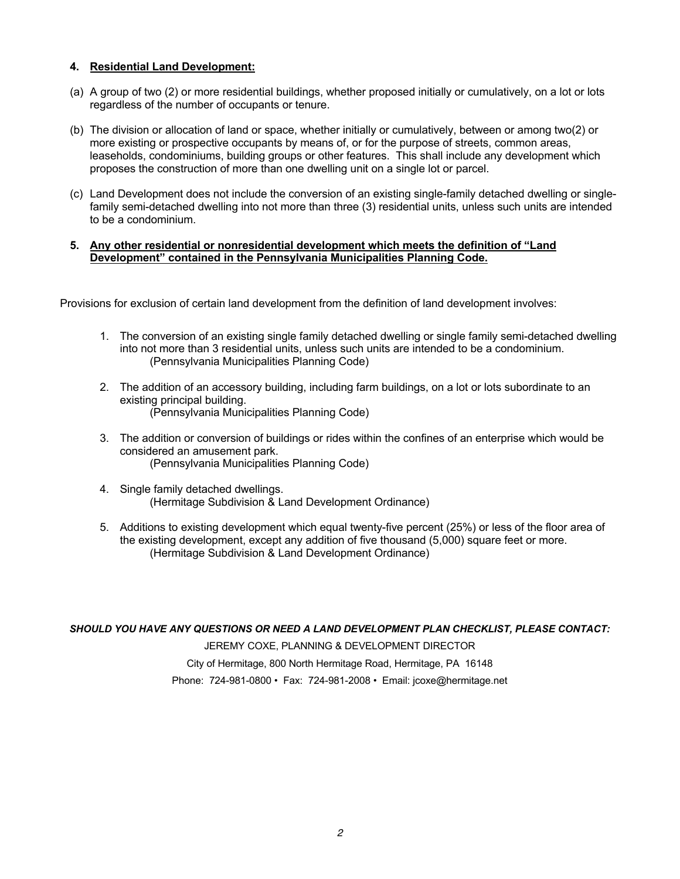**4. Residential Land Development:**

(a) A group of two (2) or more residential buildings, whether proposed initially or cumulatively, on a lot or lots regardless of the number of occupants or tenure.

(b) The division or allocation of land or space, whether initially or cumulatively, between or among two(2) or more existing or prospective occupants by means of, or for the purpose of streets, common areas, leaseholds, condominiums, building groups or other features. This shall include any development which proposes the construction of more than one dwelling unit on a single lot or parcel.

(c) Land Development does not include the conversion of an existing single-family detached dwelling or single-family semi-detached dwelling into not more than three (3) residential units, unless such units are intended to be a condominium.

**5. Any other residential or nonresidential development which meets the definition of "Land Development" contained in the Pennsylvania Municipalities Planning Code.**

Provisions for exclusion of certain land development from the definition of land development involves:

1. The conversion of an existing single family detached dwelling or single family semi-detached dwelling into not more than 3 residential units, unless such units are intended to be a condominium.
   (Pennsylvania Municipalities Planning Code)

2. The addition of an accessory building, including farm buildings, on a lot or lots subordinate to an existing principal building.
   (Pennsylvania Municipalities Planning Code)

3. The addition or conversion of buildings or rides within the confines of an enterprise which would be considered an amusement park.
   (Pennsylvania Municipalities Planning Code)

4. Single family detached dwellings.
   (Hermitage Subdivision & Land Development Ordinance)

5. Additions to existing development which equal twenty-five percent (25%) or less of the floor area of the existing development, except any addition of five thousand (5,000) square feet or more.
   (Hermitage Subdivision & Land Development Ordinance)

***SHOULD YOU HAVE ANY QUESTIONS OR NEED A LAND DEVELOPMENT PLAN CHECKLIST, PLEASE CONTACT:***

JEREMY COXE, PLANNING & DEVELOPMENT DIRECTOR

City of Hermitage, 800 North Hermitage Road, Hermitage, PA 16148

Phone: 724-981-0800 • Fax: 724-981-2008 • Email: jcoxe@hermitage.net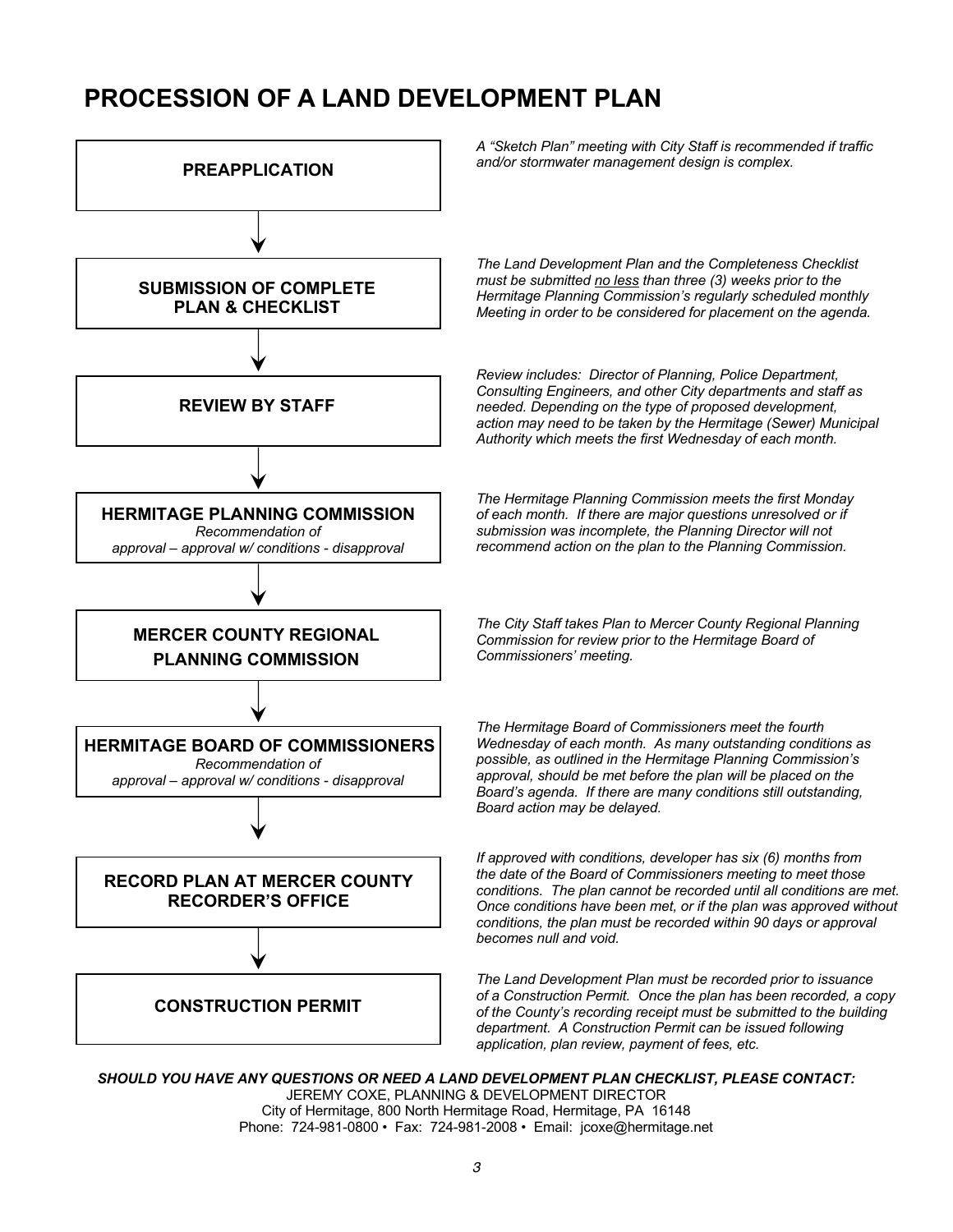# PROCESSION OF A LAND DEVELOPMENT PLAN

**PREAPPLICATION**

*A "Sketch Plan" meeting with City Staff is recommended if traffic and/or stormwater management design is complex.*

↓

**SUBMISSION OF COMPLETE PLAN & CHECKLIST**

*The Land Development Plan and the Completeness Checklist must be submitted no less than three (3) weeks prior to the Hermitage Planning Commission's regularly scheduled monthly Meeting in order to be considered for placement on the agenda.*

↓

**REVIEW BY STAFF**

*Review includes: Director of Planning, Police Department, Consulting Engineers, and other City departments and staff as needed. Depending on the type of proposed development, action may need to be taken by the Hermitage (Sewer) Municipal Authority which meets the first Wednesday of each month.*

↓

**HERMITAGE PLANNING COMMISSION**
*Recommendation of approval – approval w/ conditions - disapproval*

*The Hermitage Planning Commission meets the first Monday of each month. If there are major questions unresolved or if submission was incomplete, the Planning Director will not recommend action on the plan to the Planning Commission.*

↓

**MERCER COUNTY REGIONAL PLANNING COMMISSION**

*The City Staff takes Plan to Mercer County Regional Planning Commission for review prior to the Hermitage Board of Commissioners' meeting.*

↓

**HERMITAGE BOARD OF COMMISSIONERS**
*Recommendation of approval – approval w/ conditions - disapproval*

*The Hermitage Board of Commissioners meet the fourth Wednesday of each month. As many outstanding conditions as possible, as outlined in the Hermitage Planning Commission's approval, should be met before the plan will be placed on the Board's agenda. If there are many conditions still outstanding, Board action may be delayed.*

↓

**RECORD PLAN AT MERCER COUNTY RECORDER'S OFFICE**

*If approved with conditions, developer has six (6) months from the date of the Board of Commissioners meeting to meet those conditions. The plan cannot be recorded until all conditions are met. Once conditions have been met, or if the plan was approved without conditions, the plan must be recorded within 90 days or approval becomes null and void.*

↓

**CONSTRUCTION PERMIT**

*The Land Development Plan must be recorded prior to issuance of a Construction Permit. Once the plan has been recorded, a copy of the County's recording receipt must be submitted to the building department. A Construction Permit can be issued following application, plan review, payment of fees, etc.*

***SHOULD YOU HAVE ANY QUESTIONS OR NEED A LAND DEVELOPMENT PLAN CHECKLIST, PLEASE CONTACT:***

JEREMY COXE, PLANNING & DEVELOPMENT DIRECTOR
City of Hermitage, 800 North Hermitage Road, Hermitage, PA 16148
Phone: 724-981-0800 • Fax: 724-981-2008 • Email: jcoxe@hermitage.net